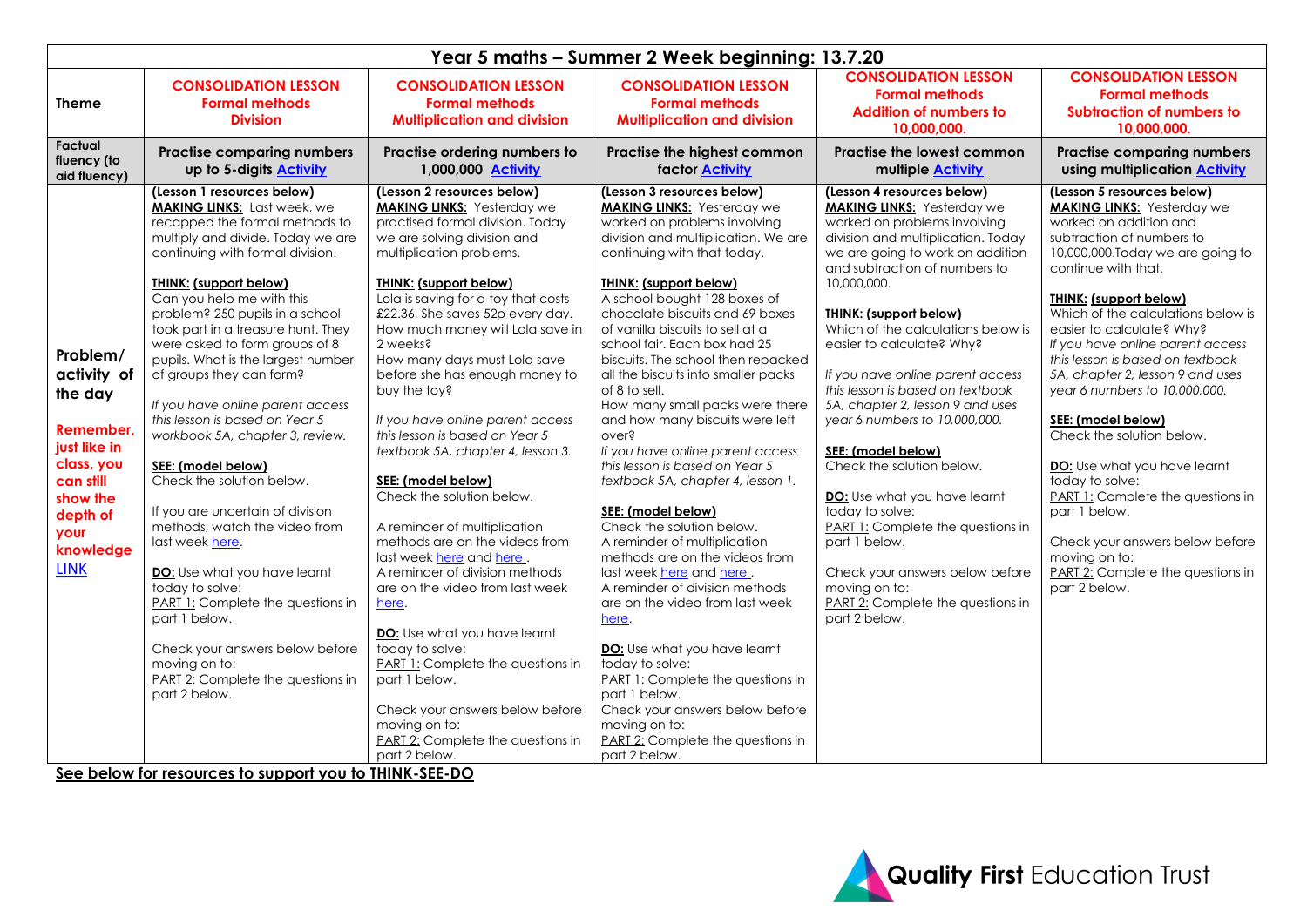# Year 5 maths – Summer 2 Week beginning: 13.7.20

| Theme | CONSOLIDATION LESSON<br>Formal methods<br>Division | CONSOLIDATION LESSON<br>Formal methods<br>Multiplication and division | CONSOLIDATION LESSON<br>Formal methods<br>Multiplication and division | CONSOLIDATION LESSON<br>Formal methods<br>Addition of numbers to 10,000,000. | CONSOLIDATION LESSON<br>Formal methods<br>Subtraction of numbers to 10,000,000. |
|---|---|---|---|---|---|
| **Factual fluency (to aid fluency)** | **Practise comparing numbers up to 5-digits Activity** | **Practise ordering numbers to 1,000,000 Activity** | **Practise the highest common factor Activity** | **Practise the lowest common multiple Activity** | **Practise comparing numbers using multiplication Activity** |
| **Problem/ activity of the day**<br><br>**Remember, just like in class, you can still show the depth of your knowledge LINK** | **(Lesson 1 resources below)**<br>**MAKING LINKS:** Last week, we recapped the formal methods to multiply and divide. Today we are continuing with formal division.<br><br>**THINK: (support below)**<br>Can you help me with this problem? 250 pupils in a school took part in a treasure hunt. They were asked to form groups of 8 pupils. What is the largest number of groups they can form?<br><br>*If you have online parent access this lesson is based on Year 5 workbook 5A, chapter 3, review.*<br><br>**SEE: (model below)**<br>Check the solution below.<br><br>If you are uncertain of division methods, watch the video from last week here.<br><br>**DO:** Use what you have learnt today to solve:<br>PART 1: Complete the questions in part 1 below.<br><br>Check your answers below before moving on to:<br>PART 2: Complete the questions in part 2 below. | **(Lesson 2 resources below)**<br>**MAKING LINKS:** Yesterday we practised formal division. Today we are solving division and multiplication problems.<br><br>**THINK: (support below)**<br>Lola is saving for a toy that costs £22.36. She saves 52p every day. How much money will Lola save in 2 weeks?<br>How many days must Lola save before she has enough money to buy the toy?<br><br>*If you have online parent access this lesson is based on Year 5 textbook 5A, chapter 4, lesson 3.*<br><br>**SEE: (model below)**<br>Check the solution below.<br><br>A reminder of multiplication methods are on the videos from last week here and here .<br>A reminder of division methods are on the video from last week here.<br><br>**DO:** Use what you have learnt today to solve:<br>PART 1: Complete the questions in part 1 below.<br><br>Check your answers below before moving on to:<br>PART 2: Complete the questions in part 2 below. | **(Lesson 3 resources below)**<br>**MAKING LINKS:** Yesterday we worked on problems involving division and multiplication. We are continuing with that today.<br><br>**THINK: (support below)**<br>A school bought 128 boxes of chocolate biscuits and 69 boxes of vanilla biscuits to sell at a school fair. Each box had 25 biscuits. The school then repacked all the biscuits into smaller packs of 8 to sell.<br>How many small packs were there and how many biscuits were left over?<br>*If you have online parent access this lesson is based on Year 5 textbook 5A, chapter 4, lesson 1.*<br><br>**SEE: (model below)**<br>Check the solution below.<br>A reminder of multiplication methods are on the videos from last week here and here .<br>A reminder of division methods are on the video from last week here.<br><br>**DO:** Use what you have learnt today to solve:<br>PART 1: Complete the questions in part 1 below.<br>Check your answers below before moving on to:<br>PART 2: Complete the questions in part 2 below. | **(Lesson 4 resources below)**<br>**MAKING LINKS:** Yesterday we worked on problems involving division and multiplication. Today we are going to work on addition and subtraction of numbers to 10,000,000.<br><br>**THINK: (support below)**<br>Which of the calculations below is easier to calculate? Why?<br><br>*If you have online parent access this lesson is based on textbook 5A, chapter 2, lesson 9 and uses year 6 numbers to 10,000,000.*<br><br>**SEE: (model below)**<br>Check the solution below.<br><br>**DO:** Use what you have learnt today to solve:<br>PART 1: Complete the questions in part 1 below.<br><br>Check your answers below before moving on to:<br>PART 2: Complete the questions in part 2 below. | **(Lesson 5 resources below)**<br>**MAKING LINKS:** Yesterday we worked on addition and subtraction of numbers to 10,000,000.Today we are going to continue with that.<br><br>**THINK: (support below)**<br>Which of the calculations below is easier to calculate? Why?<br>*If you have online parent access this lesson is based on textbook 5A, chapter 2, lesson 9 and uses year 6 numbers to 10,000,000.*<br><br>**SEE: (model below)**<br>Check the solution below.<br><br>**DO:** Use what you have learnt today to solve:<br>PART 1: Complete the questions in part 1 below.<br><br>Check your answers below before moving on to:<br>PART 2: Complete the questions in part 2 below. |

**See below for resources to support you to THINK-SEE-DO**

Quality First Education Trust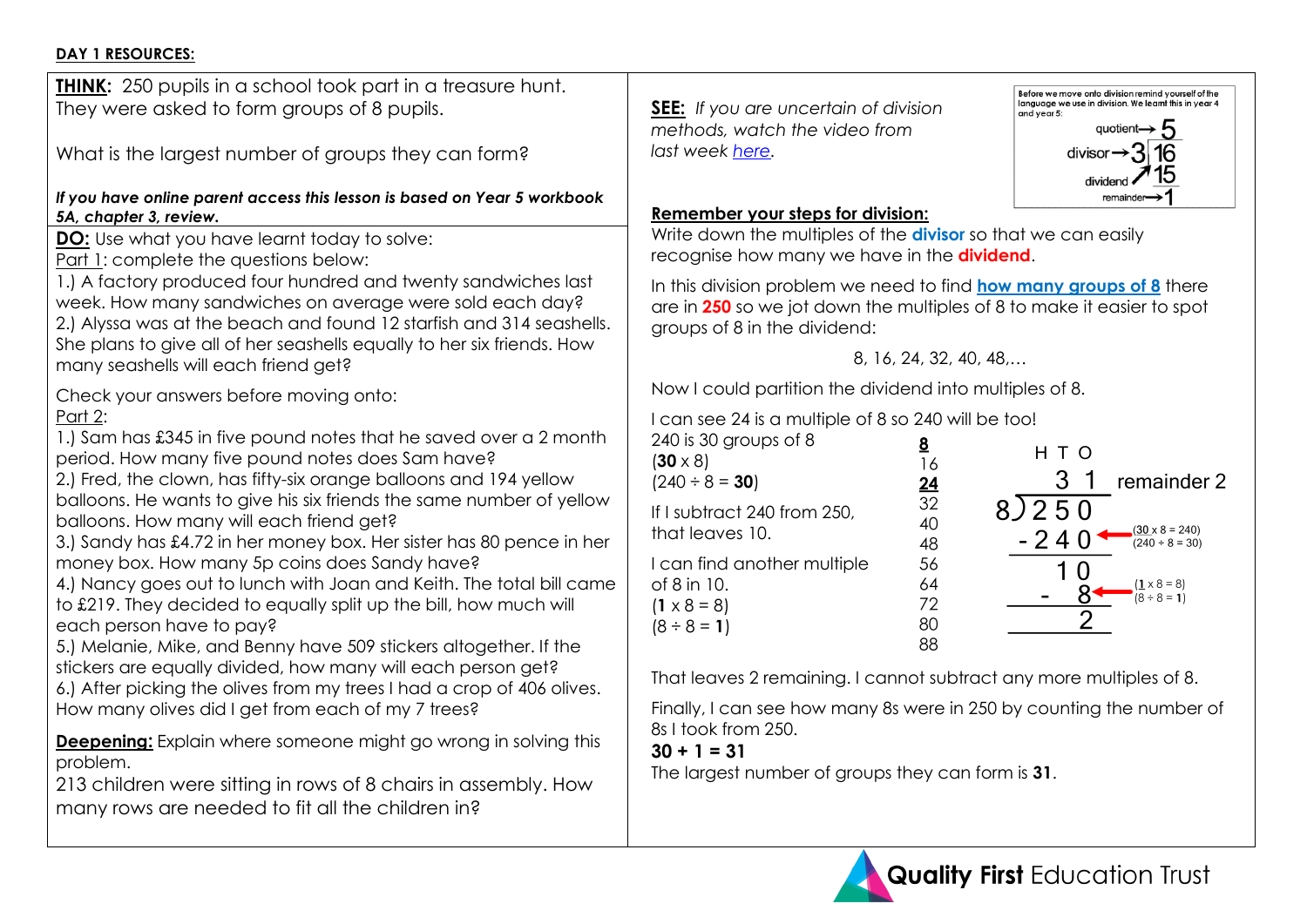**DAY 1 RESOURCES:**

**THINK:** 250 pupils in a school took part in a treasure hunt. They were asked to form groups of 8 pupils.

What is the largest number of groups they can form?

***If you have online parent access this lesson is based on Year 5 workbook 5A, chapter 3, review.***

**DO:** Use what you have learnt today to solve:

Part 1: complete the questions below:

1.) A factory produced four hundred and twenty sandwiches last week. How many sandwiches on average were sold each day?

2.) Alyssa was at the beach and found 12 starfish and 314 seashells. She plans to give all of her seashells equally to her six friends. How many seashells will each friend get?

Check your answers before moving onto:

Part 2:

1.) Sam has £345 in five pound notes that he saved over a 2 month period. How many five pound notes does Sam have?

2.) Fred, the clown, has fifty-six orange balloons and 194 yellow balloons. He wants to give his six friends the same number of yellow balloons. How many will each friend get?

3.) Sandy has £4.72 in her money box. Her sister has 80 pence in her money box. How many 5p coins does Sandy have?

4.) Nancy goes out to lunch with Joan and Keith. The total bill came to £219. They decided to equally split up the bill, how much will each person have to pay?

5.) Melanie, Mike, and Benny have 509 stickers altogether. If the stickers are equally divided, how many will each person get?

6.) After picking the olives from my trees I had a crop of 406 olives. How many olives did I get from each of my 7 trees?

**Deepening:** Explain where someone might go wrong in solving this problem.

213 children were sitting in rows of 8 chairs in assembly. How many rows are needed to fit all the children in?

**SEE:** *If you are uncertain of division methods, watch the video from last week [here](here).*

Before we move onto division remind yourself of the language we use in division. We learnt this in year 4 and year 5:

$$3\overline{)16}$$

- quotient → 5
- divisor → 3
- dividend → 16 (shown as 15 subtracted)
- remainder → 1

**Remember your steps for division:**

Write down the multiples of the **divisor** so that we can easily recognise how many we have in the **dividend**.

In this division problem we need to find **how many groups of 8** there are in **250** so we jot down the multiples of 8 to make it easier to spot groups of 8 in the dividend:

8, 16, 24, 32, 40, 48,…

Now I could partition the dividend into multiples of 8.

I can see 24 is a multiple of 8 so 240 will be too!

240 is 30 groups of 8
(**30** x 8)
(240 ÷ 8 = **30**)

If I subtract 240 from 250, that leaves 10.

I can find another multiple of 8 in 10.
(**1** x 8 = 8)
(8 ÷ 8 = **1**)

Multiples of 8: **8**, 16, **24**, 32, 40, 48, 56, 64, 72, 80, 88

```
  H T O
    3 1   remainder 2
8)2 5 0
 -2 4 0  ← (30 x 8 = 240) (240 ÷ 8 = 30)
    1 0
  -   8  ← (1 x 8 = 8) (8 ÷ 8 = 1)
      2
```

That leaves 2 remaining. I cannot subtract any more multiples of 8.

Finally, I can see how many 8s were in 250 by counting the number of 8s I took from 250.

**30 + 1 = 31**

The largest number of groups they can form is **31**.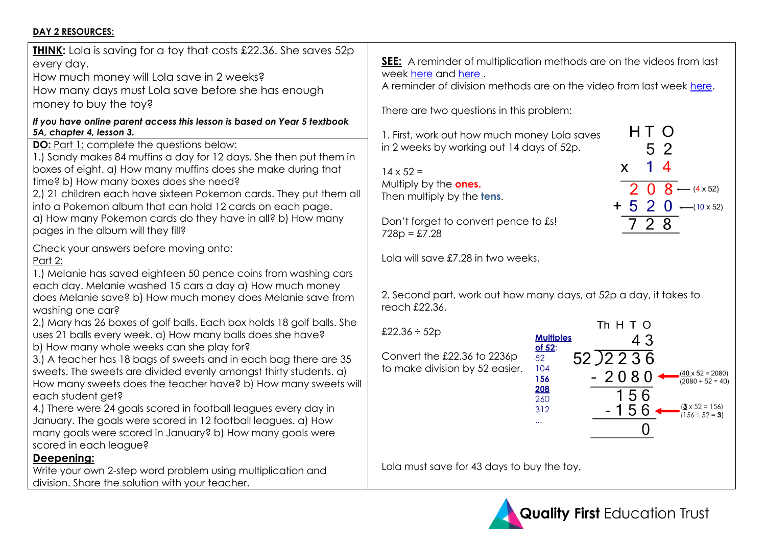**DAY 2 RESOURCES:**

**THINK:** Lola is saving for a toy that costs £22.36. She saves 52p every day.
How much money will Lola save in 2 weeks?
How many days must Lola save before she has enough money to buy the toy?

***If you have online parent access this lesson is based on Year 5 textbook 5A, chapter 4, lesson 3.***

**DO:** Part 1: complete the questions below:

1.) Sandy makes 84 muffins a day for 12 days. She then put them in boxes of eight. a) How many muffins does she make during that time? b) How many boxes does she need?

2.) 21 children each have sixteen Pokemon cards. They put them all into a Pokemon album that can hold 12 cards on each page. a) How many Pokemon cards do they have in all? b) How many pages in the album will they fill?

Check your answers before moving onto:

Part 2:

1.) Melanie has saved eighteen 50 pence coins from washing cars each day. Melanie washed 15 cars a day a) How much money does Melanie save? b) How much money does Melanie save from washing one car?

2.) Mary has 26 boxes of golf balls. Each box holds 18 golf balls. She uses 21 balls every week. a) How many balls does she have? b) How many whole weeks can she play for?

3.) A teacher has 18 bags of sweets and in each bag there are 35 sweets. The sweets are divided evenly amongst thirty students. a) How many sweets does the teacher have? b) How many sweets will each student get?

4.) There were 24 goals scored in football leagues every day in January. The goals were scored in 12 football leagues. a) How many goals were scored in January? b) How many goals were scored in each league?

**Deepening:**

Write your own 2-step word problem using multiplication and division. Share the solution with your teacher.

**SEE:** A reminder of multiplication methods are on the videos from last week here and here.
A reminder of division methods are on the video from last week here.

There are two questions in this problem:

1. First, work out how much money Lola saves in 2 weeks by working out 14 days of 52p.

14 x 52 =
Multiply by the **ones.**
Then multiply by the **tens**.

```
    H T O
      5 2
  x   1 4
  -------
    2 0 8   ← (4 x 52)
  + 5 2 0   ← (10 x 52)
  -------
    7 2 8
```

Don't forget to convert pence to £s!
728p = £7.28

Lola will save £7.28 in two weeks.

2. Second part, work out how many days, at 52p a day, it takes to reach £22.36.

£22.36 ÷ 52p

Convert the £22.36 to 2236p to make division by 52 easier.

**Multiples of 52:**
52
104
**156**
**208**
260
312
...

```
       Th H T O
             4 3
  52 ) 2 2 3 6
     - 2 0 8 0   ← (40 x 52 = 2080) (2080 ÷ 52 = 40)
         1 5 6
       - 1 5 6   ← (3 x 52 = 156) (156 ÷ 52 = 3)
             0
```

Lola must save for 43 days to buy the toy.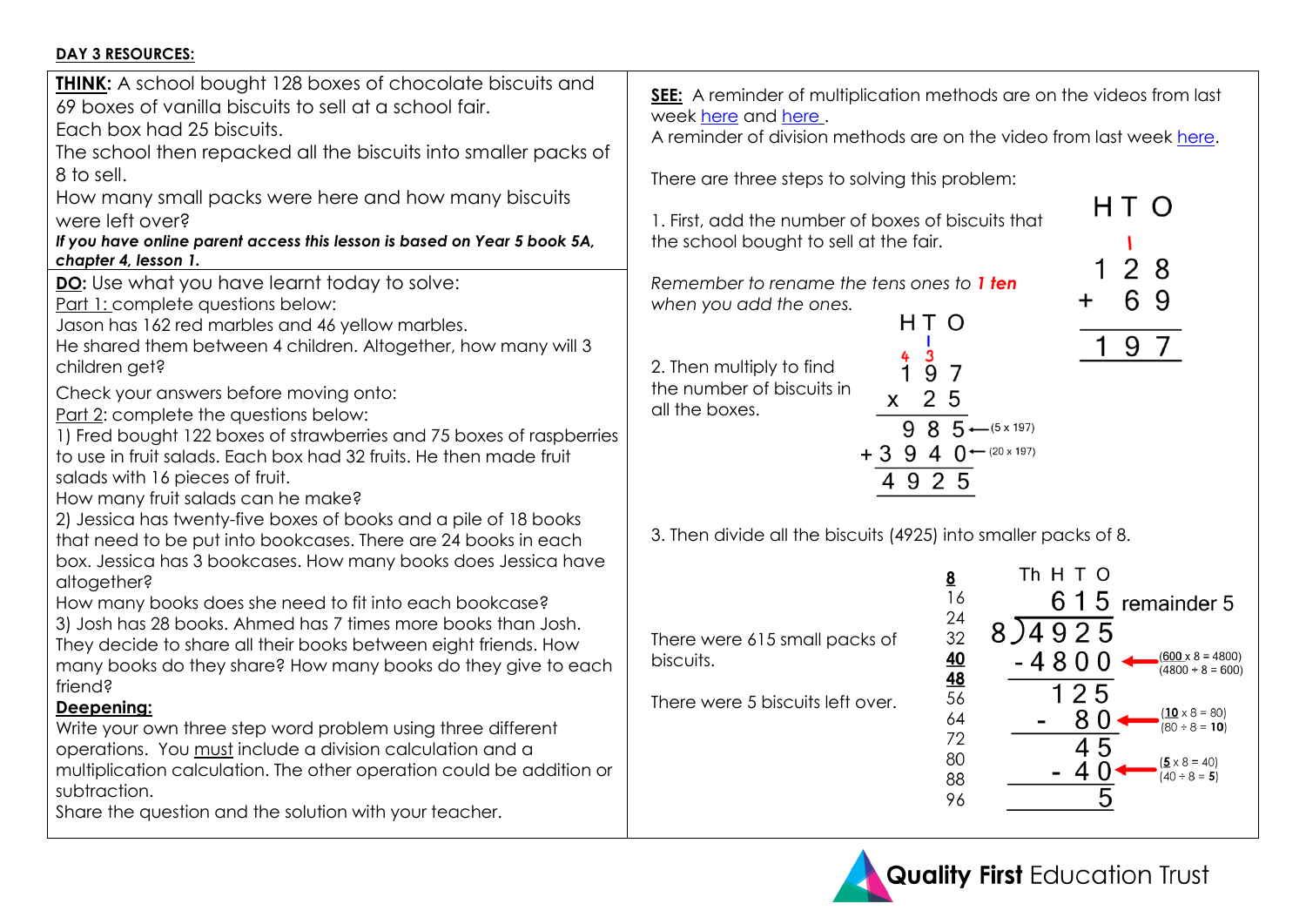**DAY 3 RESOURCES:**

**THINK:** A school bought 128 boxes of chocolate biscuits and 69 boxes of vanilla biscuits to sell at a school fair.
Each box had 25 biscuits.
The school then repacked all the biscuits into smaller packs of 8 to sell.
How many small packs were here and how many biscuits were left over?

***If you have online parent access this lesson is based on Year 5 book 5A, chapter 4, lesson 1.***

**DO:** Use what you have learnt today to solve:
Part 1: complete questions below:
Jason has 162 red marbles and 46 yellow marbles.
He shared them between 4 children. Altogether, how many will 3 children get?

Check your answers before moving onto:
Part 2: complete the questions below:
1) Fred bought 122 boxes of strawberries and 75 boxes of raspberries to use in fruit salads. Each box had 32 fruits. He then made fruit salads with 16 pieces of fruit.
How many fruit salads can he make?
2) Jessica has twenty-five boxes of books and a pile of 18 books that need to be put into bookcases. There are 24 books in each box. Jessica has 3 bookcases. How many books does Jessica have altogether?
How many books does she need to fit into each bookcase?
3) Josh has 28 books. Ahmed has 7 times more books than Josh. They decide to share all their books between eight friends. How many books do they share? How many books do they give to each friend?

**Deepening:**
Write your own three step word problem using three different operations. You must include a division calculation and a multiplication calculation. The other operation could be addition or subtraction.
Share the question and the solution with your teacher.

**SEE:** A reminder of multiplication methods are on the videos from last week here and here .
A reminder of division methods are on the video from last week here.

There are three steps to solving this problem:

1. First, add the number of boxes of biscuits that the school bought to sell at the fair.

*Remember to rename the tens ones to **1 ten** when you add the ones.*

```
 H T O
   1
 1 2 8
+  6 9
 1 9 7
```

2. Then multiply to find the number of biscuits in all the boxes.

```
   H T O
   4 3
   1 9 7
 x   2 5
   9 8 5  ← (5 x 197)
+3 9 4 0  ← (20 x 197)
 4 9 2 5
```

3. Then divide all the biscuits (4925) into smaller packs of 8.

There were 615 small packs of biscuits.

There were 5 biscuits left over.

```
8 times table: 8, 16, 24, 32, 40, 48, 56, 64, 72, 80, 88, 96

     Th H T O
        6 1 5  remainder 5
  8 ) 4 9 2 5
    - 4 8 0 0  ← (600 x 8 = 4800) (4800 ÷ 8 = 600)
        1 2 5
    -     8 0  ← (10 x 8 = 80) (80 ÷ 8 = 10)
          4 5
    -     4 0  ← (5 x 8 = 40) (40 ÷ 8 = 5)
            5
```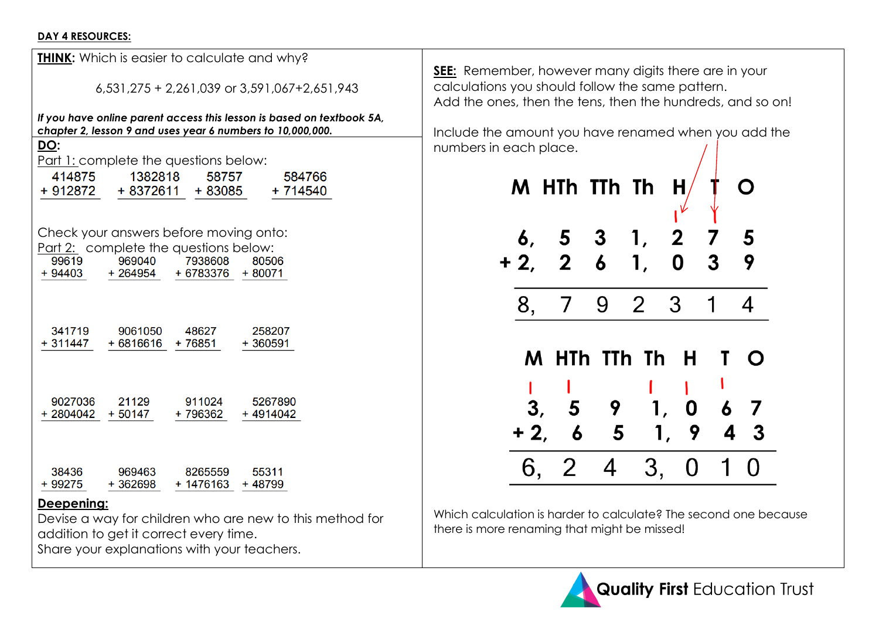**DAY 4 RESOURCES:**

**THINK**: Which is easier to calculate and why?

6,531,275 + 2,261,039 or 3,591,067+2,651,943

***If you have online parent access this lesson is based on textbook 5A, chapter 2, lesson 9 and uses year 6 numbers to 10,000,000.***

**DO:**

Part 1: complete the questions below:

```
  414875      1382818     58757      584766
+ 912872    + 8372611   + 83085    + 714540
```

Check your answers before moving onto:

Part 2: complete the questions below:

```
  99619      969040      7938608     80506
+ 94403    + 264954    + 6783376   + 80071

  341719     9061050     48627      258207
+ 311447   + 6816616   + 76851    + 360591

  9027036    21129       911024     5267890
+ 2804042  + 50147     + 796362   + 4914042

  38436      969463      8265559    55311
+ 99275    + 362698    + 1476163  + 48799
```

**Deepening:**

Devise a way for children who are new to this method for addition to get it correct every time.

Share your explanations with your teachers.

**SEE:** Remember, however many digits there are in your calculations you should follow the same pattern.

Add the ones, then the tens, then the hundreds, and so on!

Include the amount you have renamed when you add the numbers in each place.

| | M | HTh | TTh | Th | H | T | O |
|---|---|---|---|---|---|---|---|
| | | | | | 1 | 1 | |
| | 6, | 5 | 3 | 1, | 2 | 7 | 5 |
| + | 2, | 2 | 6 | 1, | 0 | 3 | 9 |
| | 8, | 7 | 9 | 2 | 3 | 1 | 4 |

| | M | HTh | TTh | Th | H | T | O |
|---|---|---|---|---|---|---|---|
| | 1 | 1 | | 1 | 1 | 1 | |
| | 3, | 5 | 9 | 1, | 0 | 6 | 7 |
| + | 2, | 6 | 5 | 1, | 9 | 4 | 3 |
| | 6, | 2 | 4 | 3, | 0 | 1 | 0 |

Which calculation is harder to calculate? The second one because there is more renaming that might be missed!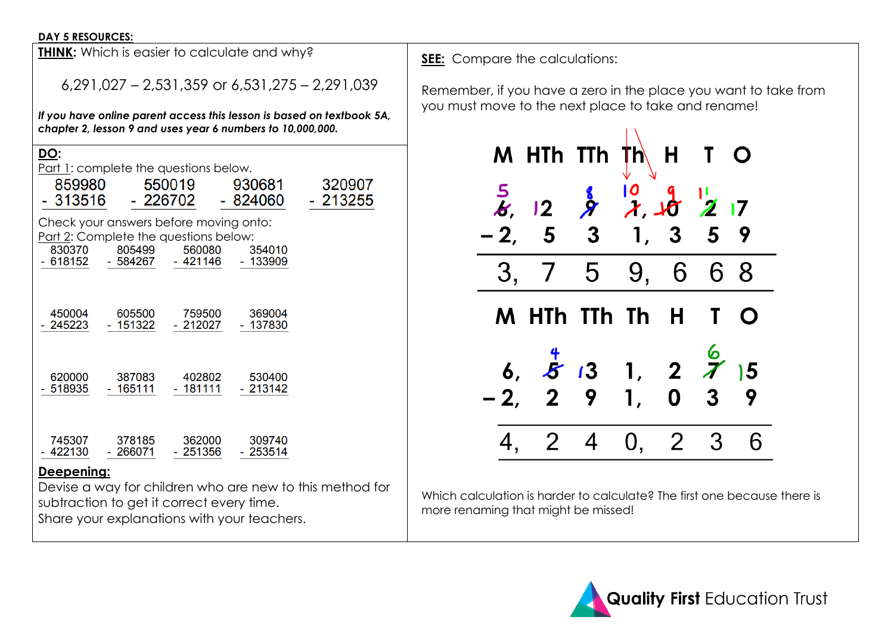**DAY 5 RESOURCES:**

**THINK:** Which is easier to calculate and why?

6,291,027 – 2,531,359 or 6,531,275 – 2,291,039

***If you have online parent access this lesson is based on textbook 5A, chapter 2, lesson 9 and uses year 6 numbers to 10,000,000.***

**DO:**

Part 1: complete the questions below.

| | | | |
|---|---|---|---|
| 859980 - 313516 | 550019 - 226702 | 930681 - 824060 | 320907 - 213255 |

Check your answers before moving onto:

Part 2: Complete the questions below:

| | | | |
|---|---|---|---|
| 830370 - 618152 | 805499 - 584267 | 560080 - 421146 | 354010 - 133909 |
| 450004 - 245223 | 605500 - 151322 | 759500 - 212027 | 369004 - 137830 |
| 620000 - 518935 | 387083 - 165111 | 402802 - 181111 | 530400 - 213142 |
| 745307 - 422130 | 378185 - 266071 | 362000 - 251356 | 309740 - 253514 |

**Deepening:**

Devise a way for children who are new to this method for subtraction to get it correct every time.
Share your explanations with your teachers.

**SEE:** Compare the calculations:

Remember, if you have a zero in the place you want to take from you must move to the next place to take and rename!

| M | HTh | TTh | Th | H | T | O |
|---|---|---|---|---|---|---|
| ~~6~~ 5, | 12 | ~~9~~ 8 | ~~1~~ 10, | ~~10~~ 9 | ~~2~~ 11 | 17 |
| − 2, | 5 | 3 | 1, | 3 | 5 | 9 |
| 3, | 7 | 5 | 9, | 6 | 6 | 8 |

| M | HTh | TTh | Th | H | T | O |
|---|---|---|---|---|---|---|
| 6, | ~~5~~ 4 | 13 | 1, | 2 | ~~7~~ 6 | 15 |
| − 2, | 2 | 9 | 1, | 0 | 3 | 9 |
| 4, | 2 | 4 | 0, | 2 | 3 | 6 |

Which calculation is harder to calculate? The first one because there is more renaming that might be missed!

Quality First Education Trust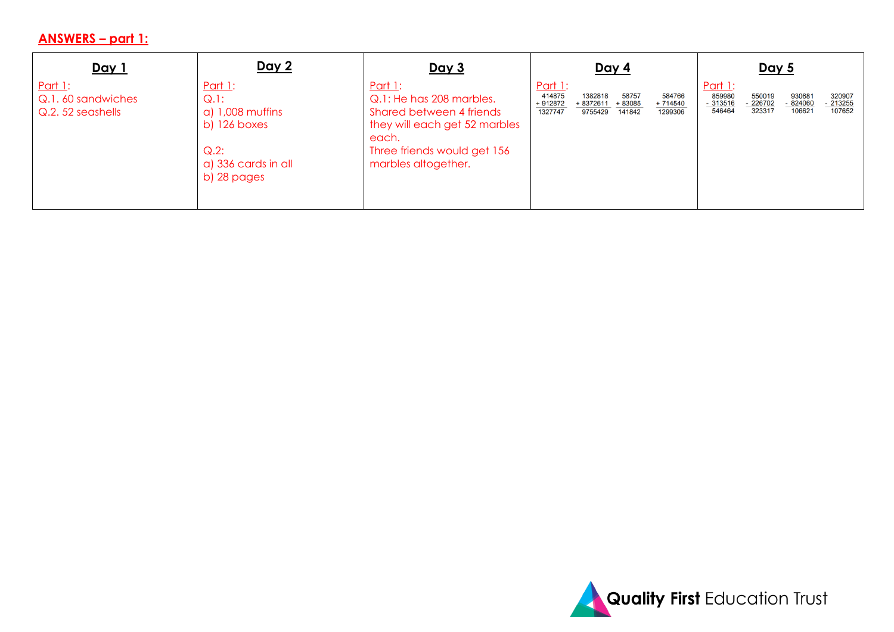## ANSWERS – part 1:

| Day 1 | Day 2 | Day 3 | Day 4 | Day 5 |
|---|---|---|---|---|
| Part 1:<br>Q.1. 60 sandwiches<br>Q.2. 52 seashells | Part 1:<br>Q.1:<br>a) 1,008 muffins<br>b) 126 boxes<br><br>Q.2:<br>a) 336 cards in all<br>b) 28 pages | Part 1:<br>Q.1: He has 208 marbles. Shared between 4 friends they will each get 52 marbles each.<br>Three friends would get 156 marbles altogether. | Part 1:<br>414875 + 912872 = 1327747<br>1382818 + 8372611 = 9755429<br>58757 + 83085 = 141842<br>584766 + 714540 = 1299306 | Part 1:<br>859980 - 313516 = 546464<br>550019 - 226702 = 323317<br>930681 - 824060 = 106621<br>320907 - 213255 = 107652 |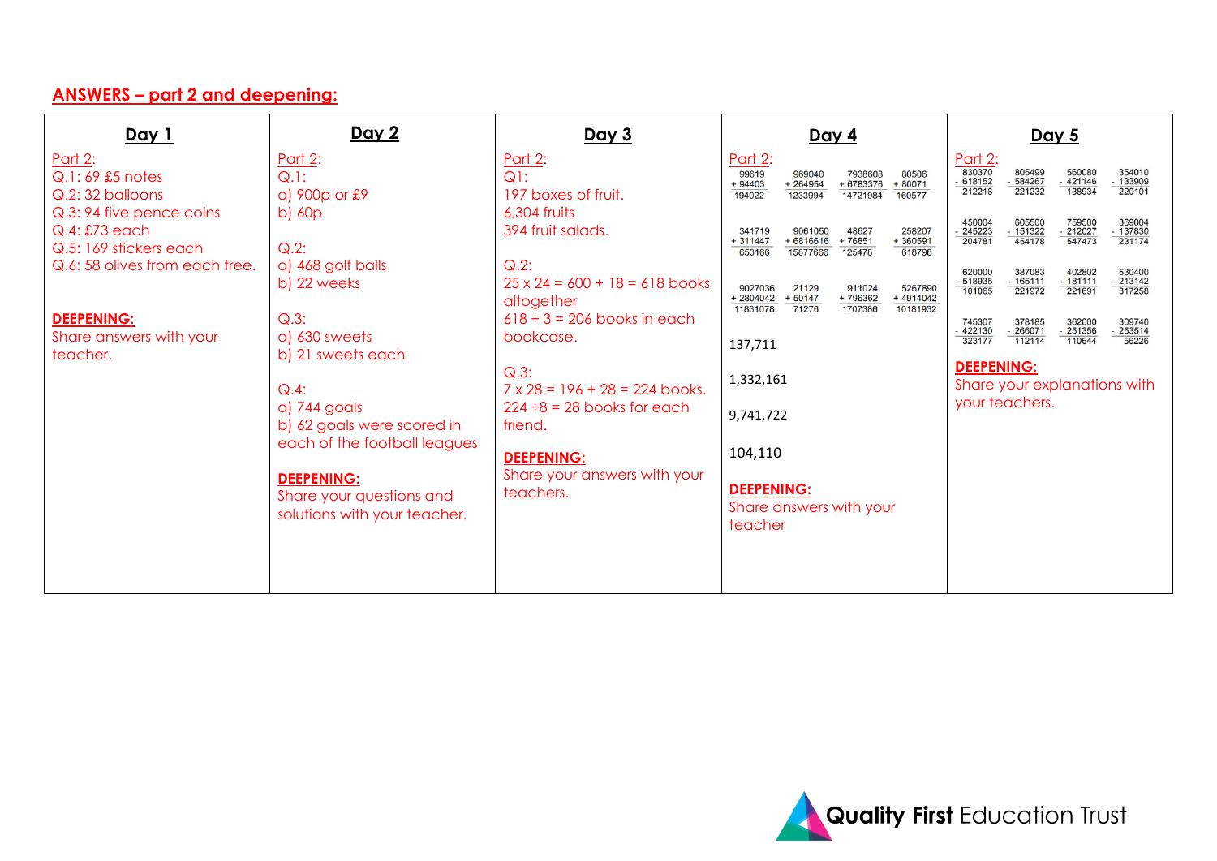## ANSWERS – part 2 and deepening:

### Day 1

Part 2:

Q.1: 69 £5 notes
Q.2: 32 balloons
Q.3: 94 five pence coins
Q.4: £73 each
Q.5: 169 stickers each
Q.6: 58 olives from each tree.

**DEEPENING:**
Share answers with your teacher.

### Day 2

Part 2:

Q.1:
a) 900p or £9
b) 60p

Q.2:
a) 468 golf balls
b) 22 weeks

Q.3:
a) 630 sweets
b) 21 sweets each

Q.4:
a) 744 goals
b) 62 goals were scored in each of the football leagues

**DEEPENING:**
Share your questions and solutions with your teacher.

### Day 3

Part 2:

Q1:
197 boxes of fruit.
6,304 fruits
394 fruit salads.

Q.2:
25 x 24 = 600 + 18 = 618 books altogether
618 ÷ 3 = 206 books in each bookcase.

Q.3:
7 x 28 = 196 + 28 = 224 books.
224 ÷8 = 28 books for each friend.

**DEEPENING:**
Share your answers with your teachers.

### Day 4

Part 2:

| | | | |
|---|---|---|---|
| 99619 + 94403 = 194022 | 969040 + 264954 = 1233994 | 7938608 + 6783376 = 14721984 | 80506 + 80071 = 160577 |
| 341719 + 311447 = 653166 | 9061050 + 6816616 = 15877666 | 48627 + 76851 = 125478 | 258207 + 360591 = 618798 |
| 9027036 + 2804042 = 11831078 | 21129 + 50147 = 71276 | 911024 + 796362 = 1707386 | 5267890 + 4914042 = 10181932 |

137,711

1,332,161

9,741,722

104,110

**DEEPENING:**
Share answers with your teacher

### Day 5

Part 2:

| | | | |
|---|---|---|---|
| 830370 - 618152 = 212218 | 805499 - 584267 = 221232 | 560080 - 421146 = 138934 | 354010 - 133909 = 220101 |
| 450004 - 245223 = 204781 | 605500 - 151322 = 454178 | 759500 - 212027 = 547473 | 369004 - 137830 = 231174 |
| 620000 - 518935 = 101065 | 387083 - 165111 = 221972 | 402802 - 181111 = 221691 | 530400 - 213142 = 317258 |
| 745307 - 422130 = 323177 | 378185 - 266071 = 112114 | 362000 - 251356 = 110644 | 309740 - 253514 = 56226 |

**DEEPENING:**
Share your explanations with your teachers.

Quality First Education Trust